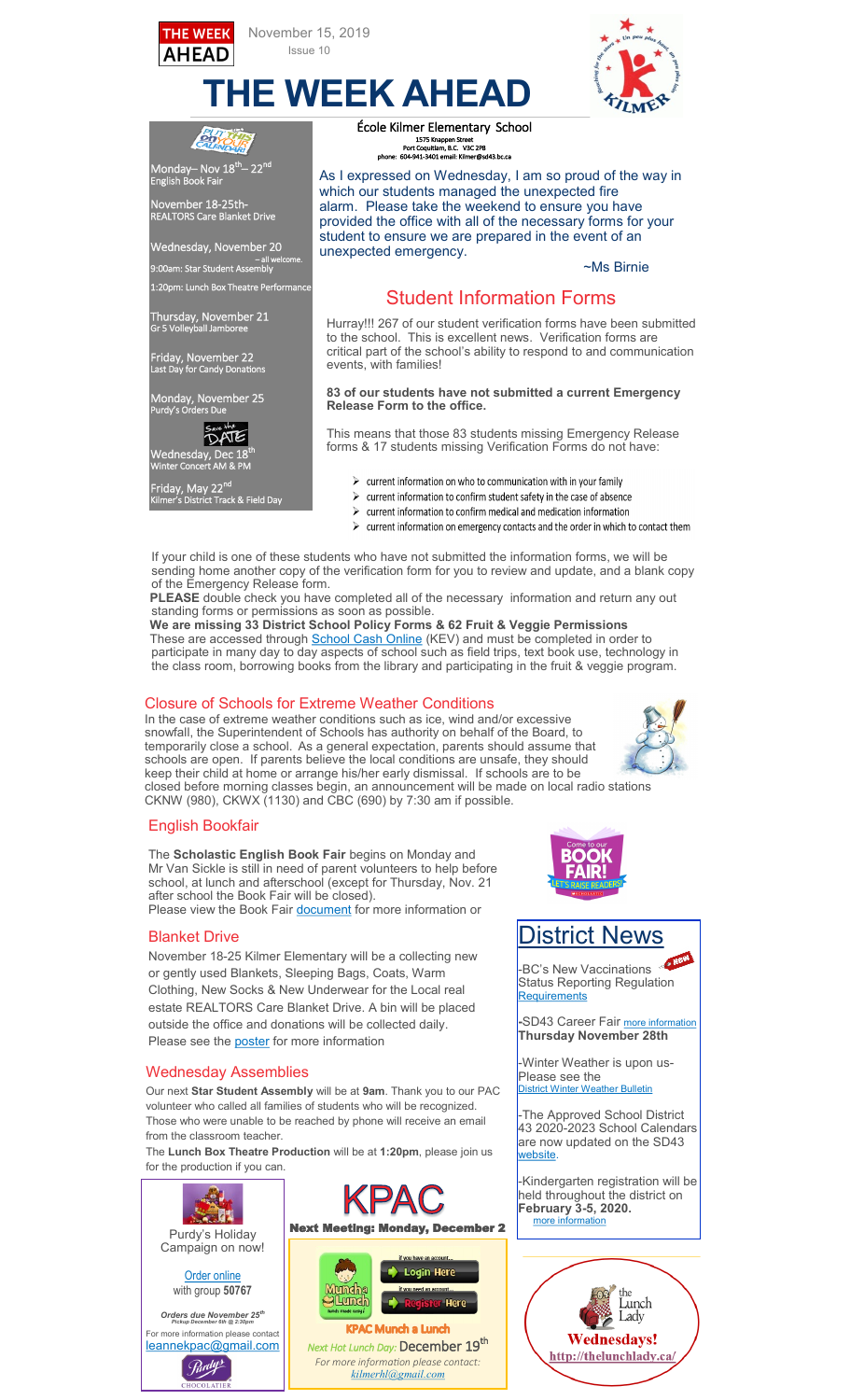THE WEEK AHEAD

November 15, 2019

Issue 10

# THE WEEK AHEAD

## Put this on your calendar!

Monday– Nov 18th– 22nd
English Book Fair

November 18-25th-
REALTORS Care Blanket Drive

Wednesday, November 20
– all welcome.
9:00am: Star Student Assembly

1:20pm: Lunch Box Theatre Performance

Thursday, November 21
Gr 5 Volleyball Jamboree

Friday, November 22
Last Day for Candy Donations

Monday, November 25
Purdy's Orders Due

Save the DATE

Wednesday, Dec 18th
Winter Concert AM & PM

Friday, May 22nd
Kilmer's District Track & Field Day

École Kilmer Elementary School
1575 Knappen Street
Port Coquitlam, B.C. V3C 2P8
phone: 604-941-3401 email: Kilmer@sd43.bc.ca

As I expressed on Wednesday, I am so proud of the way in which our students managed the unexpected fire alarm. Please take the weekend to ensure you have provided the office with all of the necessary forms for your student to ensure we are prepared in the event of an unexpected emergency.

~Ms Birnie

## Student Information Forms

Hurray!!! 267 of our student verification forms have been submitted to the school. This is excellent news. Verification forms are critical part of the school's ability to respond to and communication events, with families!

**83 of our students have not submitted a current Emergency Release Form to the office.**

This means that those 83 students missing Emergency Release forms & 17 students missing Verification Forms do not have:

- current information on who to communication with in your family
- current information to confirm student safety in the case of absence
- current information to confirm medical and medication information
- current information on emergency contacts and the order in which to contact them

If your child is one of these students who have not submitted the information forms, we will be sending home another copy of the verification form for you to review and update, and a blank copy of the Emergency Release form.

**PLEASE** double check you have completed all of the necessary information and return any out standing forms or permissions as soon as possible.

**We are missing 33 District School Policy Forms & 62 Fruit & Veggie Permissions**
These are accessed through School Cash Online (KEV) and must be completed in order to participate in many day to day aspects of school such as field trips, text book use, technology in the class room, borrowing books from the library and participating in the fruit & veggie program.

## Closure of Schools for Extreme Weather Conditions

In the case of extreme weather conditions such as ice, wind and/or excessive snowfall, the Superintendent of Schools has authority on behalf of the Board, to temporarily close a school. As a general expectation, parents should assume that schools are open. If parents believe the local conditions are unsafe, they should keep their child at home or arrange his/her early dismissal. If schools are to be closed before morning classes begin, an announcement will be made on local radio stations CKNW (980), CKWX (1130) and CBC (690) by 7:30 am if possible.

## English Bookfair

The **Scholastic English Book Fair** begins on Monday and Mr Van Sickle is still in need of parent volunteers to help before school, at lunch and afterschool (except for Thursday, Nov. 21 after school the Book Fair will be closed).
Please view the Book Fair document for more information or

Come to our BOOK FAIR! LET'S RAISE READERS

## Blanket Drive

November 18-25 Kilmer Elementary will be a collecting new or gently used Blankets, Sleeping Bags, Coats, Warm Clothing, New Socks & New Underwear for the Local real estate REALTORS Care Blanket Drive. A bin will be placed outside the office and donations will be collected daily. Please see the poster for more information

## Wednesday Assemblies

Our next **Star Student Assembly** will be at **9am**. Thank you to our PAC volunteer who called all families of students who will be recognized. Those who were unable to be reached by phone will receive an email from the classroom teacher.

The **Lunch Box Theatre Production** will be at **1:20pm**, please join us for the production if you can.

## District News

-BC's New Vaccinations Status Reporting Regulation Requirements (NEW)

-SD43 Career Fair more information
**Thursday November 28th**

-Winter Weather is upon us- Please see the District Winter Weather Bulletin

-The Approved School District 43 2020-2023 School Calendars are now updated on the SD43 website.

-Kindergarten registration will be held throughout the district on **February 3-5, 2020.**
more information

Purdy's Holiday Campaign on now!

Order online
with group **50767**

*Orders due November 25th*
*Pickup December 6th @ 2:30pm*

For more information please contact
leannekpac@gmail.com

Purdy's CHOCOLATIER

## KPAC

**Next Meeting: Monday, December 2**

Munch a Lunch — If you have an account... Login Here — If you need an account... Register Here

**KPAC Munch a Lunch**

*Next Hot Lunch Day:* December 19th

*For more information please contact:*
*kilmerhl@gmail.com*

the Lunch Lady
**Wednesdays!**
http://thelunchlady.ca/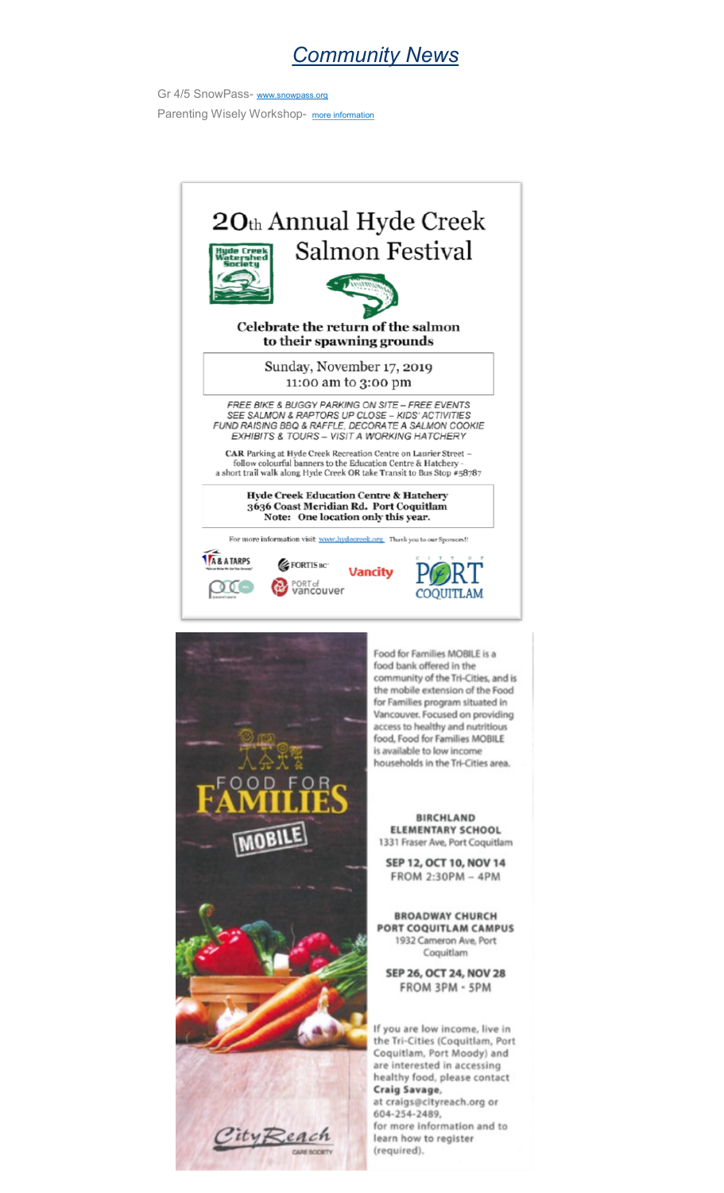# Community News

Gr 4/5 SnowPass- www.snowpass.org

Parenting Wisely Workshop- more information

## 20th Annual Hyde Creek Salmon Festival

Hyde Creek Watershed Society

**Celebrate the return of the salmon to their spawning grounds**

Sunday, November 17, 2019
11:00 am to 3:00 pm

*FREE BIKE & BUGGY PARKING ON SITE – FREE EVENTS*
*SEE SALMON & RAPTORS UP CLOSE – KIDS' ACTIVITIES*
*FUND RAISING BBQ & RAFFLE, DECORATE A SALMON COOKIE*
*EXHIBITS & TOURS – VISIT A WORKING HATCHERY*

**CAR** Parking at Hyde Creek Recreation Centre on Laurier Street – follow colourful banners to the Education Centre & Hatchery - a short trail walk along Hyde Creek **OR** take Transit to Bus Stop #58787

**Hyde Creek Education Centre & Hatchery**
**3636 Coast Meridian Rd. Port Coquitlam**
**Note: One location only this year.**

For more information visit www.hydecreek.org Thank you to our Sponsors!!

A & A TARPS, FORTIS BC, Vancity, PORT COQUITLAM, PORT of vancouver

## FOOD FOR FAMILIES MOBILE

Food for Families MOBILE is a food bank offered in the community of the Tri-Cities, and is the mobile extension of the Food for Families program situated in Vancouver. Focused on providing access to healthy and nutritious food, Food for Families MOBILE is available to low income households in the Tri-Cities area.

**BIRCHLAND ELEMENTARY SCHOOL**
1331 Fraser Ave, Port Coquitlam

**SEP 12, OCT 10, NOV 14**
FROM 2:30PM – 4PM

**BROADWAY CHURCH PORT COQUITLAM CAMPUS**
1932 Cameron Ave, Port Coquitlam

**SEP 26, OCT 24, NOV 28**
FROM 3PM - 5PM

If you are low income, live in the Tri-Cities (Coquitlam, Port Coquitlam, Port Moody) and are interested in accessing healthy food, please contact **Craig Savage**, at craigs@cityreach.org or 604-254-2489, for more information and to learn how to register (required).

CityReach CARE SOCIETY